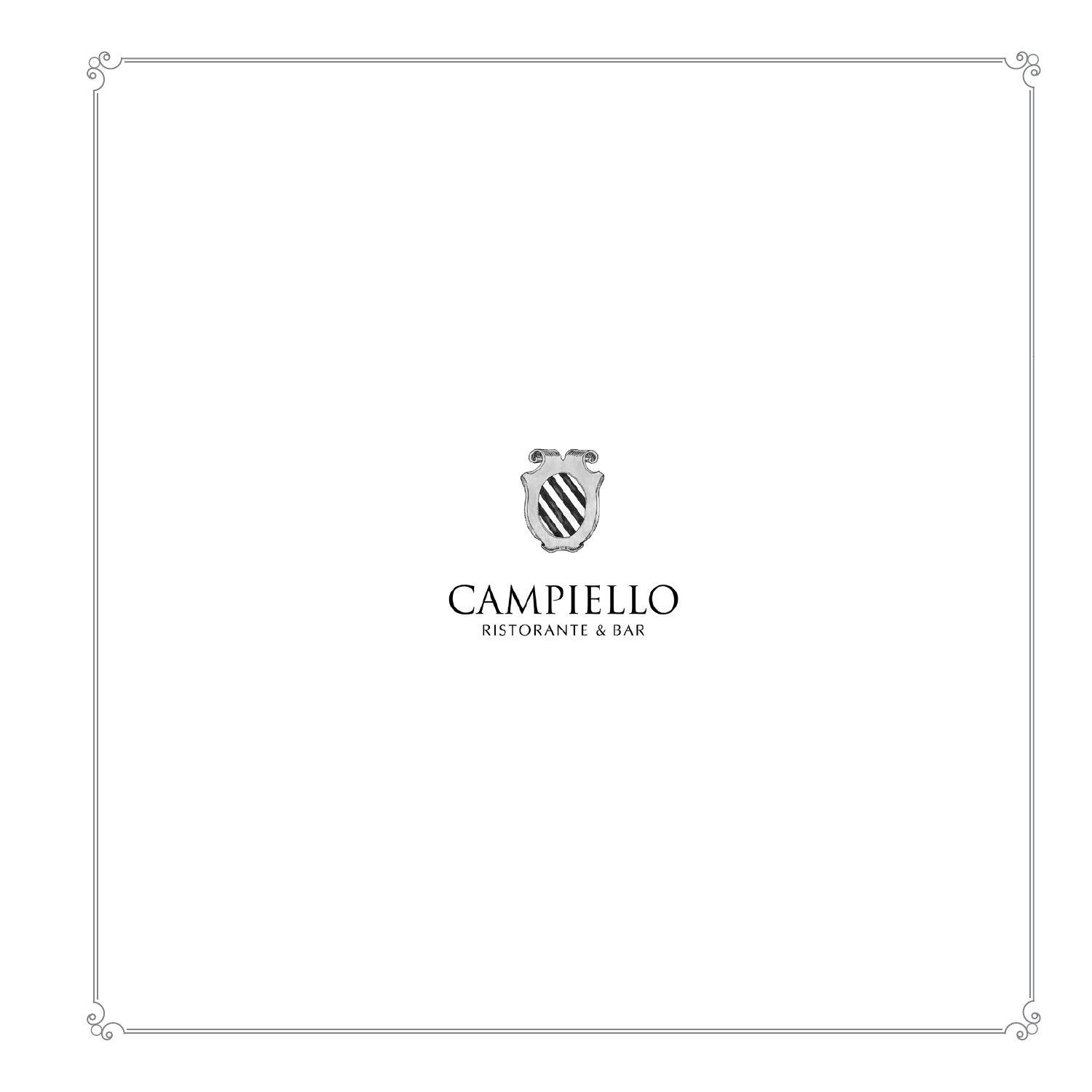# CAMPIELLO

RISTORANTE & BAR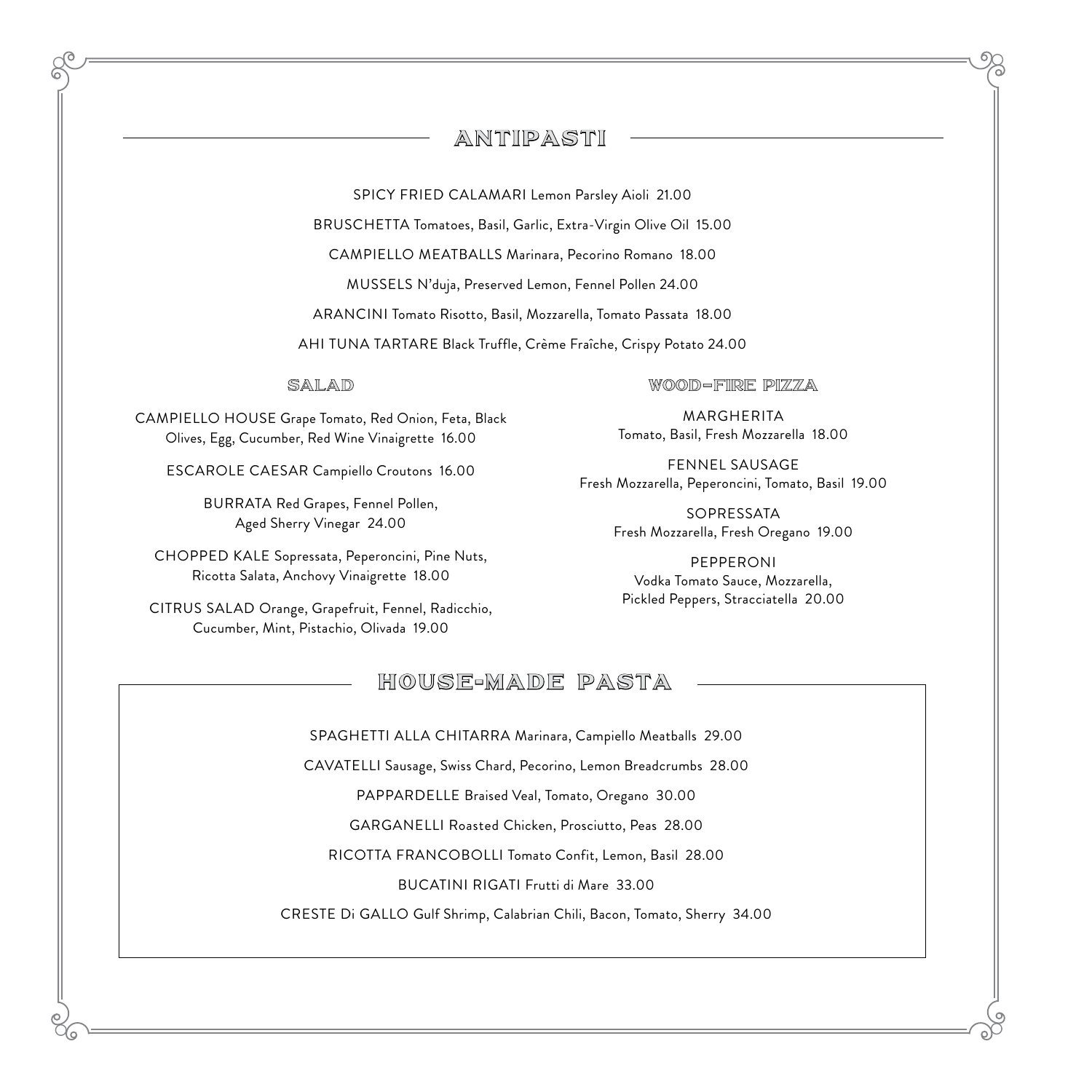## ANTIPASTI

SPICY FRIED CALAMARI Lemon Parsley Aioli 21.00

BRUSCHETTA Tomatoes, Basil, Garlic, Extra-Virgin Olive Oil 15.00

CAMPIELLO MEATBALLS Marinara, Pecorino Romano 18.00

MUSSELS N'duja, Preserved Lemon, Fennel Pollen 24.00

ARANCINI Tomato Risotto, Basil, Mozzarella, Tomato Passata 18.00

AHI TUNA TARTARE Black Truffle, Crème Fraîche, Crispy Potato 24.00

### SALAD

CAMPIELLO HOUSE Grape Tomato, Red Onion, Feta, Black Olives, Egg, Cucumber, Red Wine Vinaigrette 16.00

ESCAROLE CAESAR Campiello Croutons 16.00

BURRATA Red Grapes, Fennel Pollen, Aged Sherry Vinegar 24.00

CHOPPED KALE Sopressata, Peperoncini, Pine Nuts, Ricotta Salata, Anchovy Vinaigrette 18.00

CITRUS SALAD Orange, Grapefruit, Fennel, Radicchio, Cucumber, Mint, Pistachio, Olivada 19.00

### WOOD-FIRE PIZZA

MARGHERITA
Tomato, Basil, Fresh Mozzarella 18.00

FENNEL SAUSAGE
Fresh Mozzarella, Peperoncini, Tomato, Basil 19.00

SOPRESSATA
Fresh Mozzarella, Fresh Oregano 19.00

PEPPERONI
Vodka Tomato Sauce, Mozzarella, Pickled Peppers, Stracciatella 20.00

## HOUSE-MADE PASTA

SPAGHETTI ALLA CHITARRA Marinara, Campiello Meatballs 29.00

CAVATELLI Sausage, Swiss Chard, Pecorino, Lemon Breadcrumbs 28.00

PAPPARDELLE Braised Veal, Tomato, Oregano 30.00

GARGANELLI Roasted Chicken, Prosciutto, Peas 28.00

RICOTTA FRANCOBOLLI Tomato Confit, Lemon, Basil 28.00

BUCATINI RIGATI Frutti di Mare 33.00

CRESTE Di GALLO Gulf Shrimp, Calabrian Chili, Bacon, Tomato, Sherry 34.00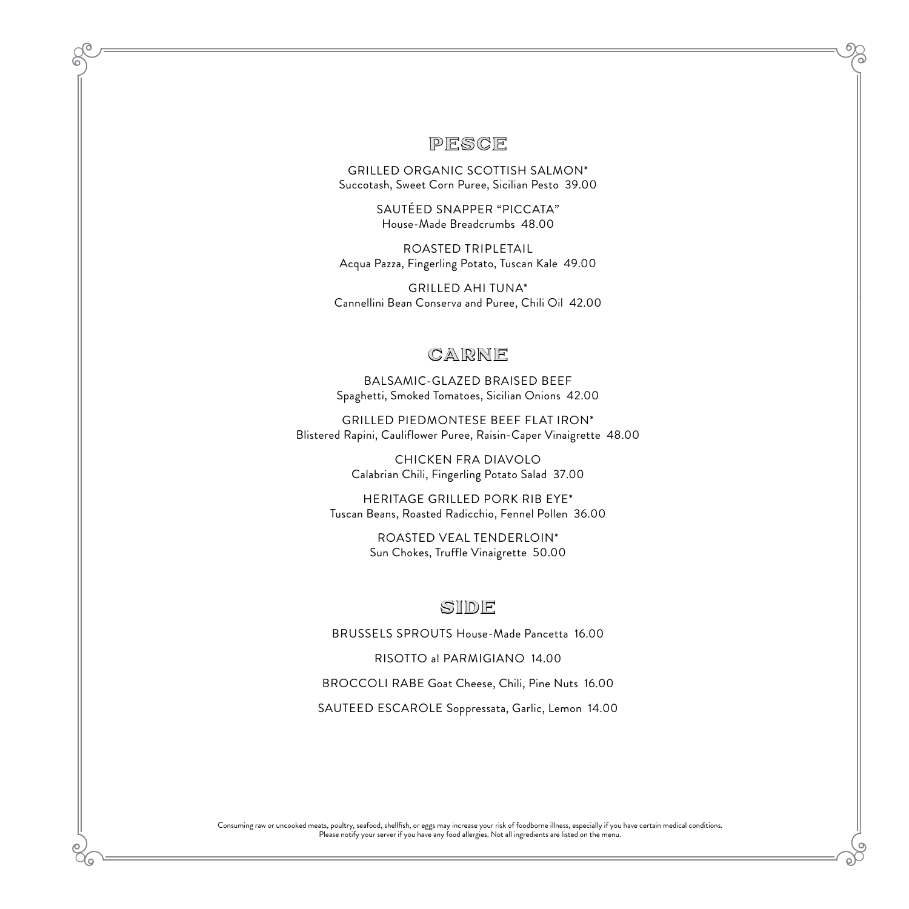## PESCE

GRILLED ORGANIC SCOTTISH SALMON*
Succotash, Sweet Corn Puree, Sicilian Pesto 39.00

SAUTÉED SNAPPER "PICCATA"
House-Made Breadcrumbs 48.00

ROASTED TRIPLETAIL
Acqua Pazza, Fingerling Potato, Tuscan Kale 49.00

GRILLED AHI TUNA*
Cannellini Bean Conserva and Puree, Chili Oil 42.00

## CARNE

BALSAMIC-GLAZED BRAISED BEEF
Spaghetti, Smoked Tomatoes, Sicilian Onions 42.00

GRILLED PIEDMONTESE BEEF FLAT IRON*
Blistered Rapini, Cauliflower Puree, Raisin-Caper Vinaigrette 48.00

CHICKEN FRA DIAVOLO
Calabrian Chili, Fingerling Potato Salad 37.00

HERITAGE GRILLED PORK RIB EYE*
Tuscan Beans, Roasted Radicchio, Fennel Pollen 36.00

ROASTED VEAL TENDERLOIN*
Sun Chokes, Truffle Vinaigrette 50.00

## SIDE

BRUSSELS SPROUTS House-Made Pancetta 16.00

RISOTTO al PARMIGIANO 14.00

BROCCOLI RABE Goat Cheese, Chili, Pine Nuts 16.00

SAUTEED ESCAROLE Soppressata, Garlic, Lemon 14.00

Consuming raw or uncooked meats, poultry, seafood, shellfish, or eggs may increase your risk of foodborne illness, especially if you have certain medical conditions.
Please notify your server if you have any food allergies. Not all ingredients are listed on the menu.